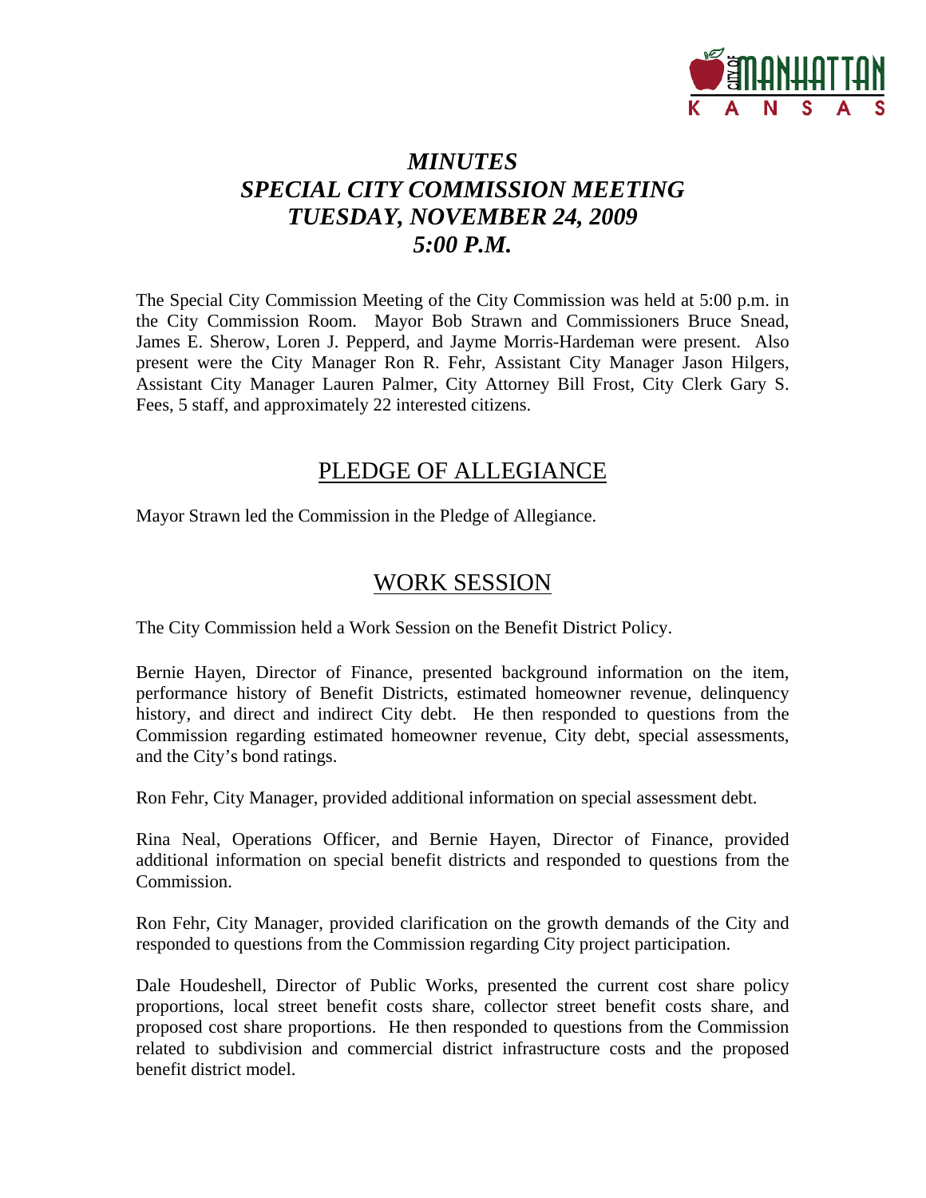# *MINUTES*
# *SPECIAL CITY COMMISSION MEETING*
# *TUESDAY, NOVEMBER 24, 2009*
# *5:00 P.M.*

The Special City Commission Meeting of the City Commission was held at 5:00 p.m. in the City Commission Room. Mayor Bob Strawn and Commissioners Bruce Snead, James E. Sherow, Loren J. Pepperd, and Jayme Morris-Hardeman were present. Also present were the City Manager Ron R. Fehr, Assistant City Manager Jason Hilgers, Assistant City Manager Lauren Palmer, City Attorney Bill Frost, City Clerk Gary S. Fees, 5 staff, and approximately 22 interested citizens.

## PLEDGE OF ALLEGIANCE

Mayor Strawn led the Commission in the Pledge of Allegiance.

## WORK SESSION

The City Commission held a Work Session on the Benefit District Policy.

Bernie Hayen, Director of Finance, presented background information on the item, performance history of Benefit Districts, estimated homeowner revenue, delinquency history, and direct and indirect City debt. He then responded to questions from the Commission regarding estimated homeowner revenue, City debt, special assessments, and the City's bond ratings.

Ron Fehr, City Manager, provided additional information on special assessment debt.

Rina Neal, Operations Officer, and Bernie Hayen, Director of Finance, provided additional information on special benefit districts and responded to questions from the Commission.

Ron Fehr, City Manager, provided clarification on the growth demands of the City and responded to questions from the Commission regarding City project participation.

Dale Houdeshell, Director of Public Works, presented the current cost share policy proportions, local street benefit costs share, collector street benefit costs share, and proposed cost share proportions. He then responded to questions from the Commission related to subdivision and commercial district infrastructure costs and the proposed benefit district model.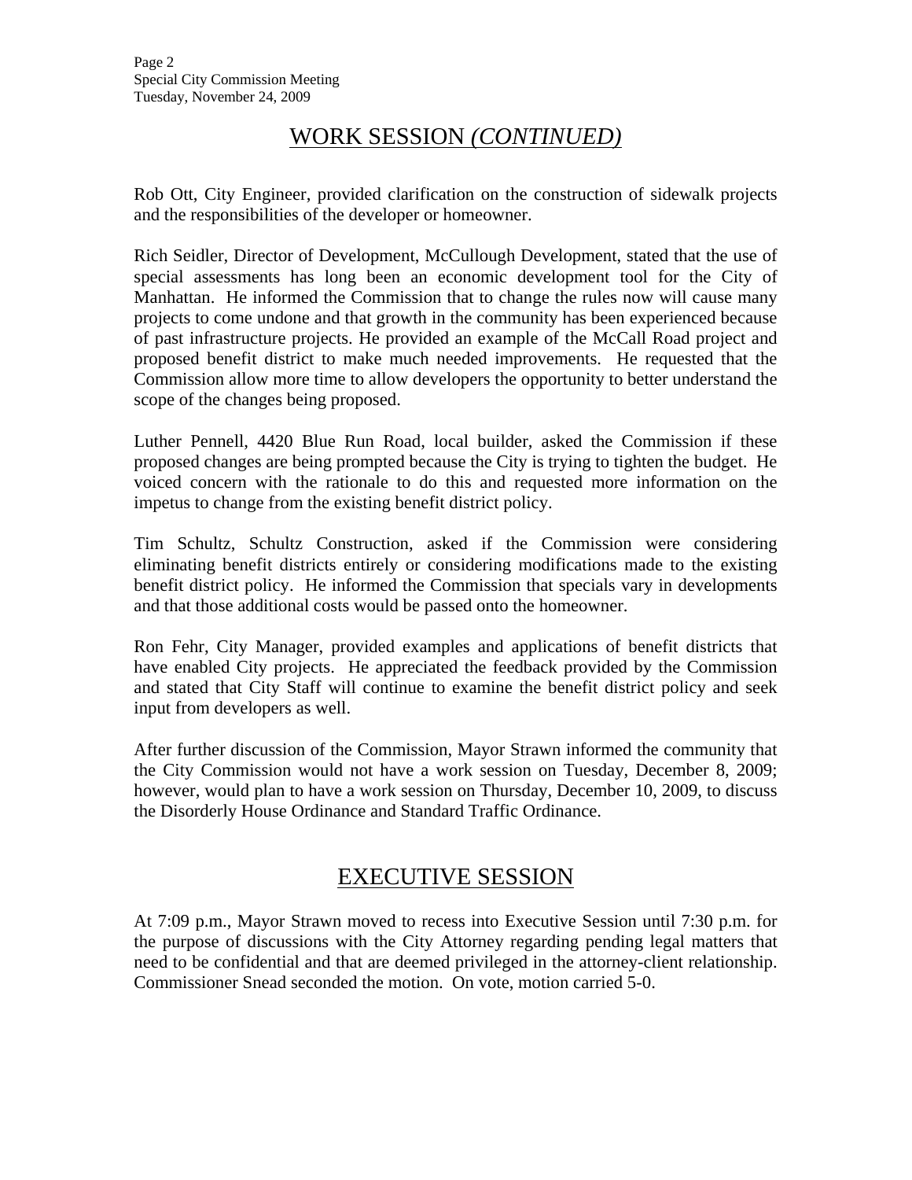## WORK SESSION *(CONTINUED)*

Rob Ott, City Engineer, provided clarification on the construction of sidewalk projects and the responsibilities of the developer or homeowner.

Rich Seidler, Director of Development, McCullough Development, stated that the use of special assessments has long been an economic development tool for the City of Manhattan. He informed the Commission that to change the rules now will cause many projects to come undone and that growth in the community has been experienced because of past infrastructure projects. He provided an example of the McCall Road project and proposed benefit district to make much needed improvements. He requested that the Commission allow more time to allow developers the opportunity to better understand the scope of the changes being proposed.

Luther Pennell, 4420 Blue Run Road, local builder, asked the Commission if these proposed changes are being prompted because the City is trying to tighten the budget. He voiced concern with the rationale to do this and requested more information on the impetus to change from the existing benefit district policy.

Tim Schultz, Schultz Construction, asked if the Commission were considering eliminating benefit districts entirely or considering modifications made to the existing benefit district policy. He informed the Commission that specials vary in developments and that those additional costs would be passed onto the homeowner.

Ron Fehr, City Manager, provided examples and applications of benefit districts that have enabled City projects. He appreciated the feedback provided by the Commission and stated that City Staff will continue to examine the benefit district policy and seek input from developers as well.

After further discussion of the Commission, Mayor Strawn informed the community that the City Commission would not have a work session on Tuesday, December 8, 2009; however, would plan to have a work session on Thursday, December 10, 2009, to discuss the Disorderly House Ordinance and Standard Traffic Ordinance.

## EXECUTIVE SESSION

At 7:09 p.m., Mayor Strawn moved to recess into Executive Session until 7:30 p.m. for the purpose of discussions with the City Attorney regarding pending legal matters that need to be confidential and that are deemed privileged in the attorney-client relationship. Commissioner Snead seconded the motion. On vote, motion carried 5-0.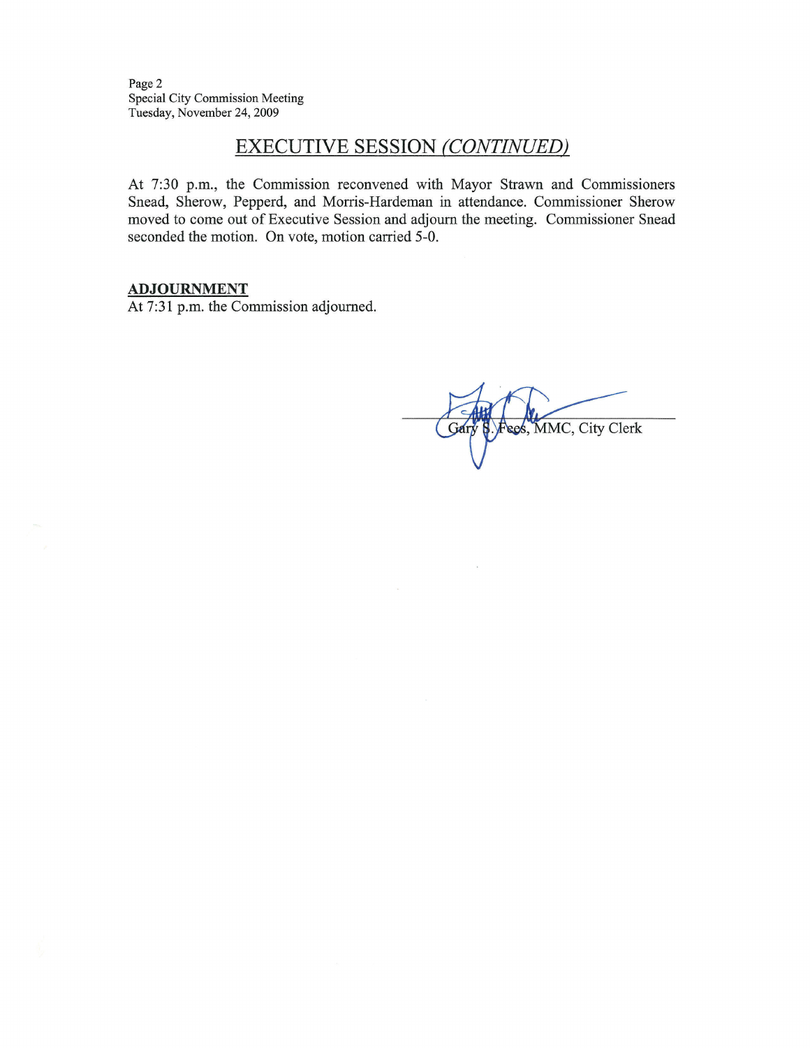## EXECUTIVE SESSION *(CONTINUED)*

At 7:30 p.m., the Commission reconvened with Mayor Strawn and Commissioners Snead, Sherow, Pepperd, and Morris-Hardeman in attendance. Commissioner Sherow moved to come out of Executive Session and adjourn the meeting. Commissioner Snead seconded the motion. On vote, motion carried 5-0.

**ADJOURNMENT**

At 7:31 p.m. the Commission adjourned.

Gary S. Fees, MMC, City Clerk